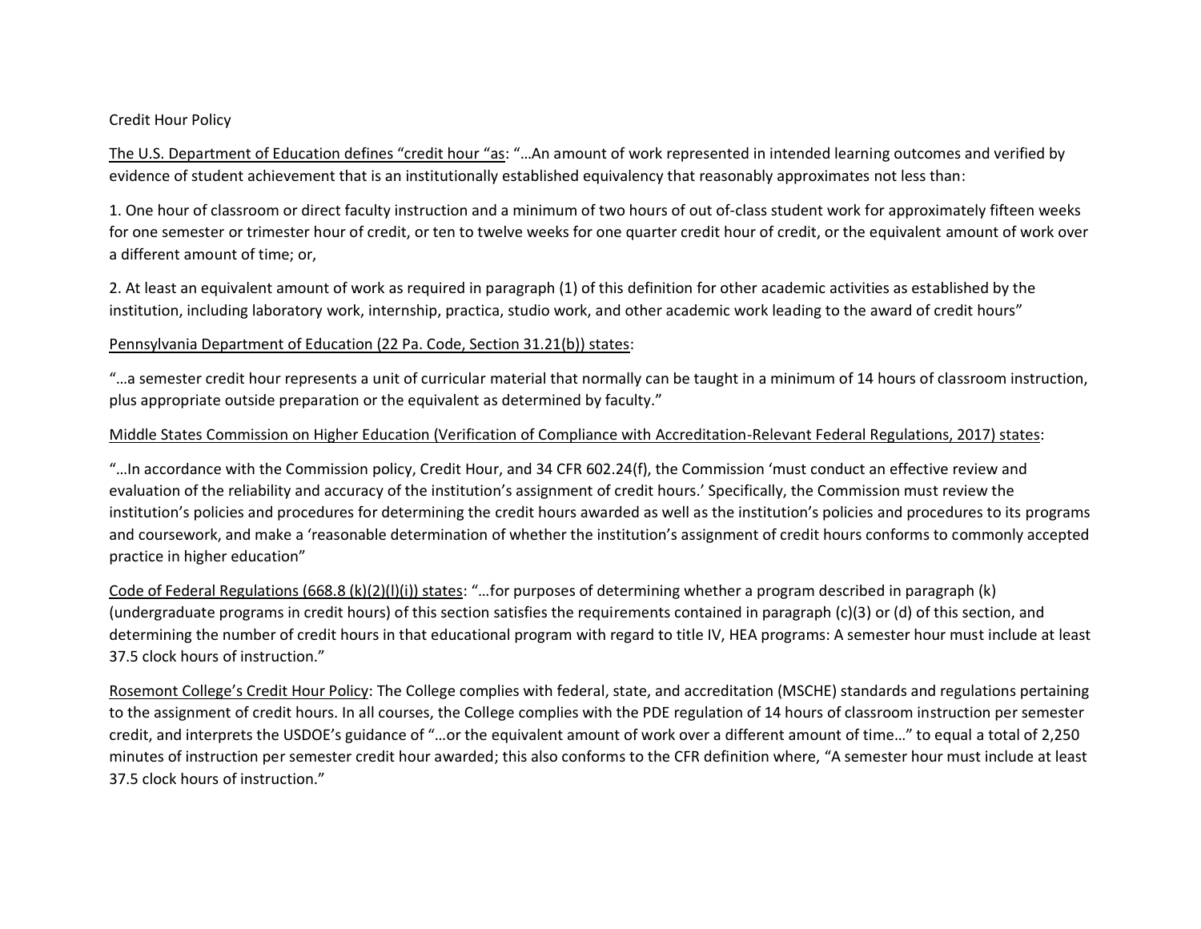Credit Hour Policy

The U.S. Department of Education defines "credit hour "as: "…An amount of work represented in intended learning outcomes and verified by evidence of student achievement that is an institutionally established equivalency that reasonably approximates not less than:

1. One hour of classroom or direct faculty instruction and a minimum of two hours of out of-class student work for approximately fifteen weeks for one semester or trimester hour of credit, or ten to twelve weeks for one quarter credit hour of credit, or the equivalent amount of work over a different amount of time; or,

2. At least an equivalent amount of work as required in paragraph (1) of this definition for other academic activities as established by the institution, including laboratory work, internship, practica, studio work, and other academic work leading to the award of credit hours"

Pennsylvania Department of Education (22 Pa. Code, Section 31.21(b)) states:

"…a semester credit hour represents a unit of curricular material that normally can be taught in a minimum of 14 hours of classroom instruction, plus appropriate outside preparation or the equivalent as determined by faculty."

Middle States Commission on Higher Education (Verification of Compliance with Accreditation-Relevant Federal Regulations, 2017) states:

"…In accordance with the Commission policy, Credit Hour, and 34 CFR 602.24(f), the Commission 'must conduct an effective review and evaluation of the reliability and accuracy of the institution's assignment of credit hours.' Specifically, the Commission must review the institution's policies and procedures for determining the credit hours awarded as well as the institution's policies and procedures to its programs and coursework, and make a 'reasonable determination of whether the institution's assignment of credit hours conforms to commonly accepted practice in higher education"

Code of Federal Regulations (668.8 (k)(2)(l)(i)) states: "…for purposes of determining whether a program described in paragraph (k) (undergraduate programs in credit hours) of this section satisfies the requirements contained in paragraph (c)(3) or (d) of this section, and determining the number of credit hours in that educational program with regard to title IV, HEA programs: A semester hour must include at least 37.5 clock hours of instruction."

Rosemont College's Credit Hour Policy: The College complies with federal, state, and accreditation (MSCHE) standards and regulations pertaining to the assignment of credit hours. In all courses, the College complies with the PDE regulation of 14 hours of classroom instruction per semester credit, and interprets the USDOE's guidance of "…or the equivalent amount of work over a different amount of time…" to equal a total of 2,250 minutes of instruction per semester credit hour awarded; this also conforms to the CFR definition where, "A semester hour must include at least 37.5 clock hours of instruction."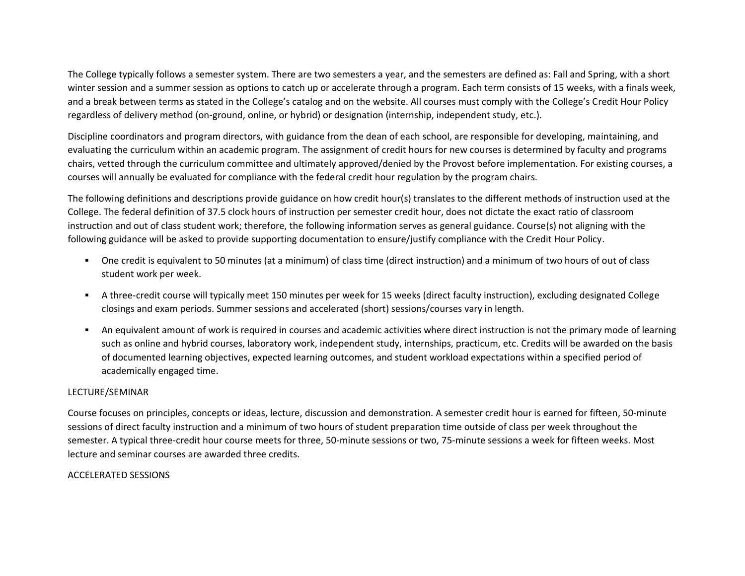The College typically follows a semester system. There are two semesters a year, and the semesters are defined as: Fall and Spring, with a short winter session and a summer session as options to catch up or accelerate through a program. Each term consists of 15 weeks, with a finals week, and a break between terms as stated in the College's catalog and on the website. All courses must comply with the College's Credit Hour Policy regardless of delivery method (on-ground, online, or hybrid) or designation (internship, independent study, etc.).

Discipline coordinators and program directors, with guidance from the dean of each school, are responsible for developing, maintaining, and evaluating the curriculum within an academic program. The assignment of credit hours for new courses is determined by faculty and programs chairs, vetted through the curriculum committee and ultimately approved/denied by the Provost before implementation. For existing courses, a courses will annually be evaluated for compliance with the federal credit hour regulation by the program chairs.

The following definitions and descriptions provide guidance on how credit hour(s) translates to the different methods of instruction used at the College. The federal definition of 37.5 clock hours of instruction per semester credit hour, does not dictate the exact ratio of classroom instruction and out of class student work; therefore, the following information serves as general guidance. Course(s) not aligning with the following guidance will be asked to provide supporting documentation to ensure/justify compliance with the Credit Hour Policy.

- One credit is equivalent to 50 minutes (at a minimum) of class time (direct instruction) and a minimum of two hours of out of class student work per week.
- A three-credit course will typically meet 150 minutes per week for 15 weeks (direct faculty instruction), excluding designated College closings and exam periods. Summer sessions and accelerated (short) sessions/courses vary in length.
- An equivalent amount of work is required in courses and academic activities where direct instruction is not the primary mode of learning such as online and hybrid courses, laboratory work, independent study, internships, practicum, etc. Credits will be awarded on the basis of documented learning objectives, expected learning outcomes, and student workload expectations within a specified period of academically engaged time.

## LECTURE/SEMINAR

Course focuses on principles, concepts or ideas, lecture, discussion and demonstration. A semester credit hour is earned for fifteen, 50-minute sessions of direct faculty instruction and a minimum of two hours of student preparation time outside of class per week throughout the semester. A typical three-credit hour course meets for three, 50-minute sessions or two, 75-minute sessions a week for fifteen weeks. Most lecture and seminar courses are awarded three credits.

## ACCELERATED SESSIONS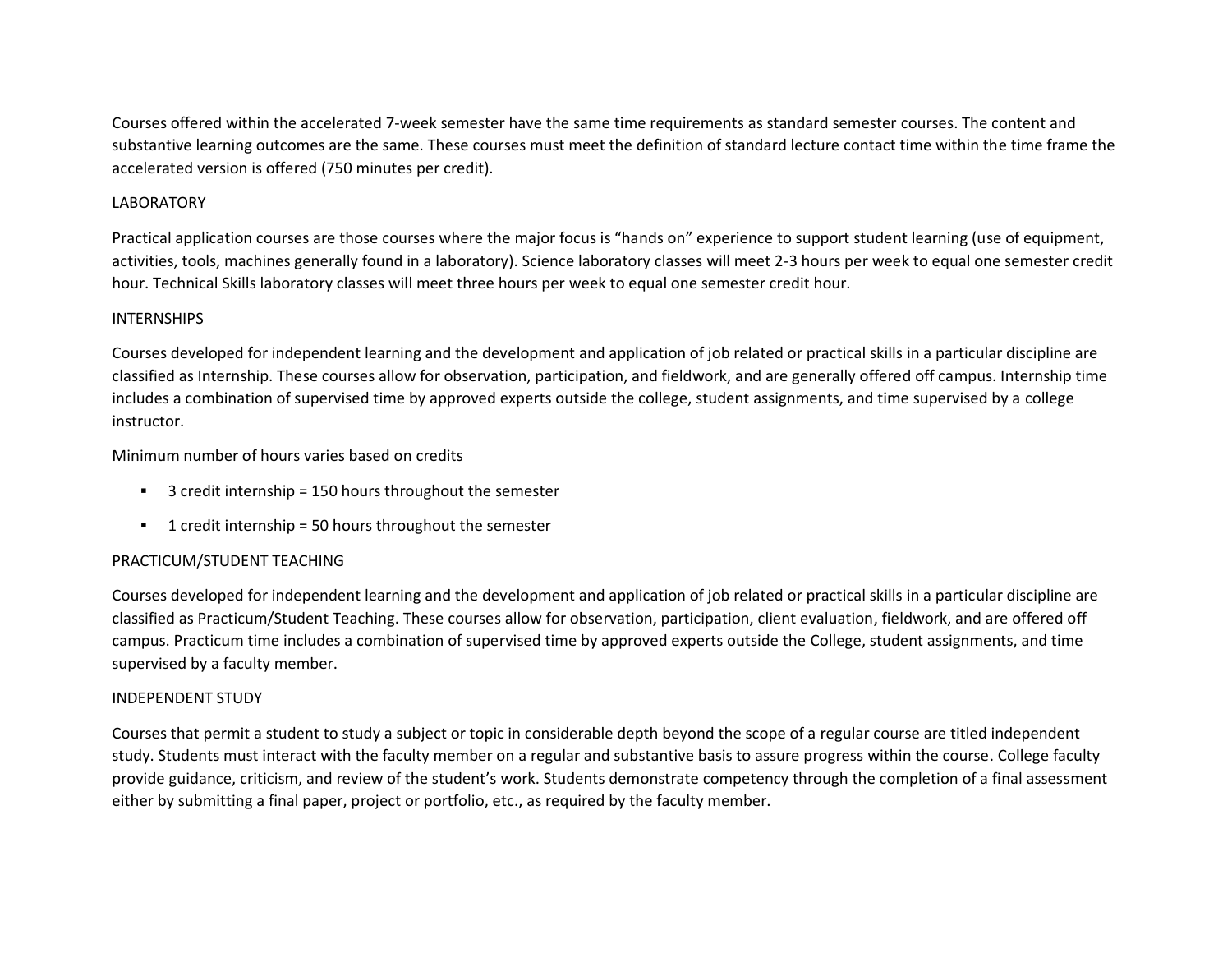Courses offered within the accelerated 7-week semester have the same time requirements as standard semester courses. The content and substantive learning outcomes are the same. These courses must meet the definition of standard lecture contact time within the time frame the accelerated version is offered (750 minutes per credit).

## LABORATORY

Practical application courses are those courses where the major focus is "hands on" experience to support student learning (use of equipment, activities, tools, machines generally found in a laboratory). Science laboratory classes will meet 2-3 hours per week to equal one semester credit hour. Technical Skills laboratory classes will meet three hours per week to equal one semester credit hour.

## INTERNSHIPS

Courses developed for independent learning and the development and application of job related or practical skills in a particular discipline are classified as Internship. These courses allow for observation, participation, and fieldwork, and are generally offered off campus. Internship time includes a combination of supervised time by approved experts outside the college, student assignments, and time supervised by a college instructor.

Minimum number of hours varies based on credits

- 3 credit internship = 150 hours throughout the semester
- 1 credit internship = 50 hours throughout the semester

## PRACTICUM/STUDENT TEACHING

Courses developed for independent learning and the development and application of job related or practical skills in a particular discipline are classified as Practicum/Student Teaching. These courses allow for observation, participation, client evaluation, fieldwork, and are offered off campus. Practicum time includes a combination of supervised time by approved experts outside the College, student assignments, and time supervised by a faculty member.

## INDEPENDENT STUDY

Courses that permit a student to study a subject or topic in considerable depth beyond the scope of a regular course are titled independent study. Students must interact with the faculty member on a regular and substantive basis to assure progress within the course. College faculty provide guidance, criticism, and review of the student's work. Students demonstrate competency through the completion of a final assessment either by submitting a final paper, project or portfolio, etc., as required by the faculty member.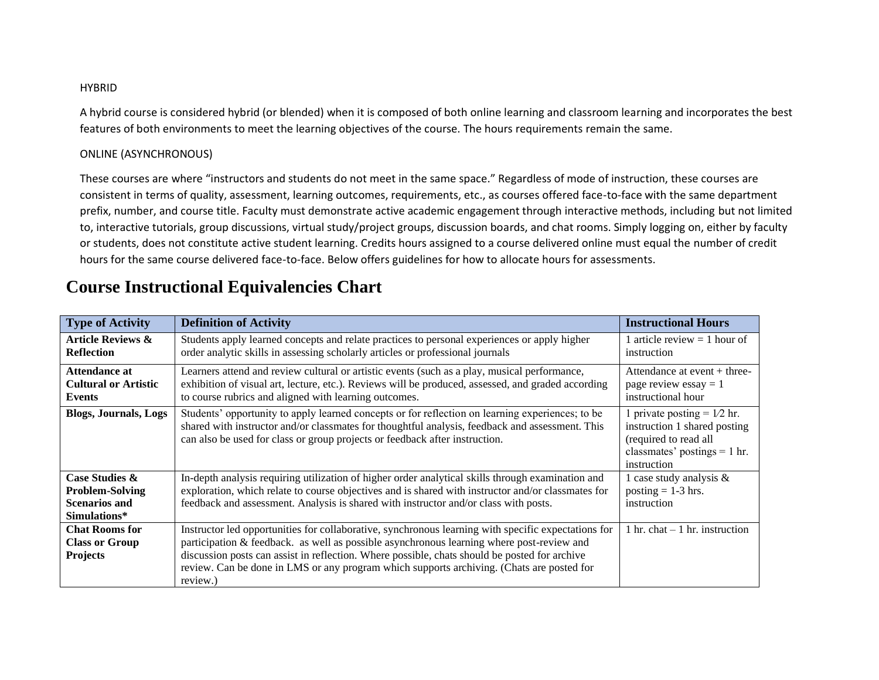HYBRID

A hybrid course is considered hybrid (or blended) when it is composed of both online learning and classroom learning and incorporates the best features of both environments to meet the learning objectives of the course. The hours requirements remain the same.

ONLINE (ASYNCHRONOUS)

These courses are where "instructors and students do not meet in the same space." Regardless of mode of instruction, these courses are consistent in terms of quality, assessment, learning outcomes, requirements, etc., as courses offered face-to-face with the same department prefix, number, and course title. Faculty must demonstrate active academic engagement through interactive methods, including but not limited to, interactive tutorials, group discussions, virtual study/project groups, discussion boards, and chat rooms. Simply logging on, either by faculty or students, does not constitute active student learning. Credits hours assigned to a course delivered online must equal the number of credit hours for the same course delivered face-to-face. Below offers guidelines for how to allocate hours for assessments.

# Course Instructional Equivalencies Chart

| Type of Activity | Definition of Activity | Instructional Hours |
|---|---|---|
| **Article Reviews & Reflection** | Students apply learned concepts and relate practices to personal experiences or apply higher order analytic skills in assessing scholarly articles or professional journals | 1 article review = 1 hour of instruction |
| **Attendance at Cultural or Artistic Events** | Learners attend and review cultural or artistic events (such as a play, musical performance, exhibition of visual art, lecture, etc.). Reviews will be produced, assessed, and graded according to course rubrics and aligned with learning outcomes. | Attendance at event + three-page review essay = 1 instructional hour |
| **Blogs, Journals, Logs** | Students' opportunity to apply learned concepts or for reflection on learning experiences; to be shared with instructor and/or classmates for thoughtful analysis, feedback and assessment. This can also be used for class or group projects or feedback after instruction. | 1 private posting = 1⁄2 hr. instruction 1 shared posting (required to read all classmates' postings = 1 hr. instruction |
| **Case Studies & Problem-Solving Scenarios and Simulations*** | In-depth analysis requiring utilization of higher order analytical skills through examination and exploration, which relate to course objectives and is shared with instructor and/or classmates for feedback and assessment. Analysis is shared with instructor and/or class with posts. | 1 case study analysis & posting = 1-3 hrs. instruction |
| **Chat Rooms for Class or Group Projects** | Instructor led opportunities for collaborative, synchronous learning with specific expectations for participation & feedback.  as well as possible asynchronous learning where post-review and discussion posts can assist in reflection. Where possible, chats should be posted for archive review. Can be done in LMS or any program which supports archiving. (Chats are posted for review.) | 1 hr. chat – 1 hr. instruction |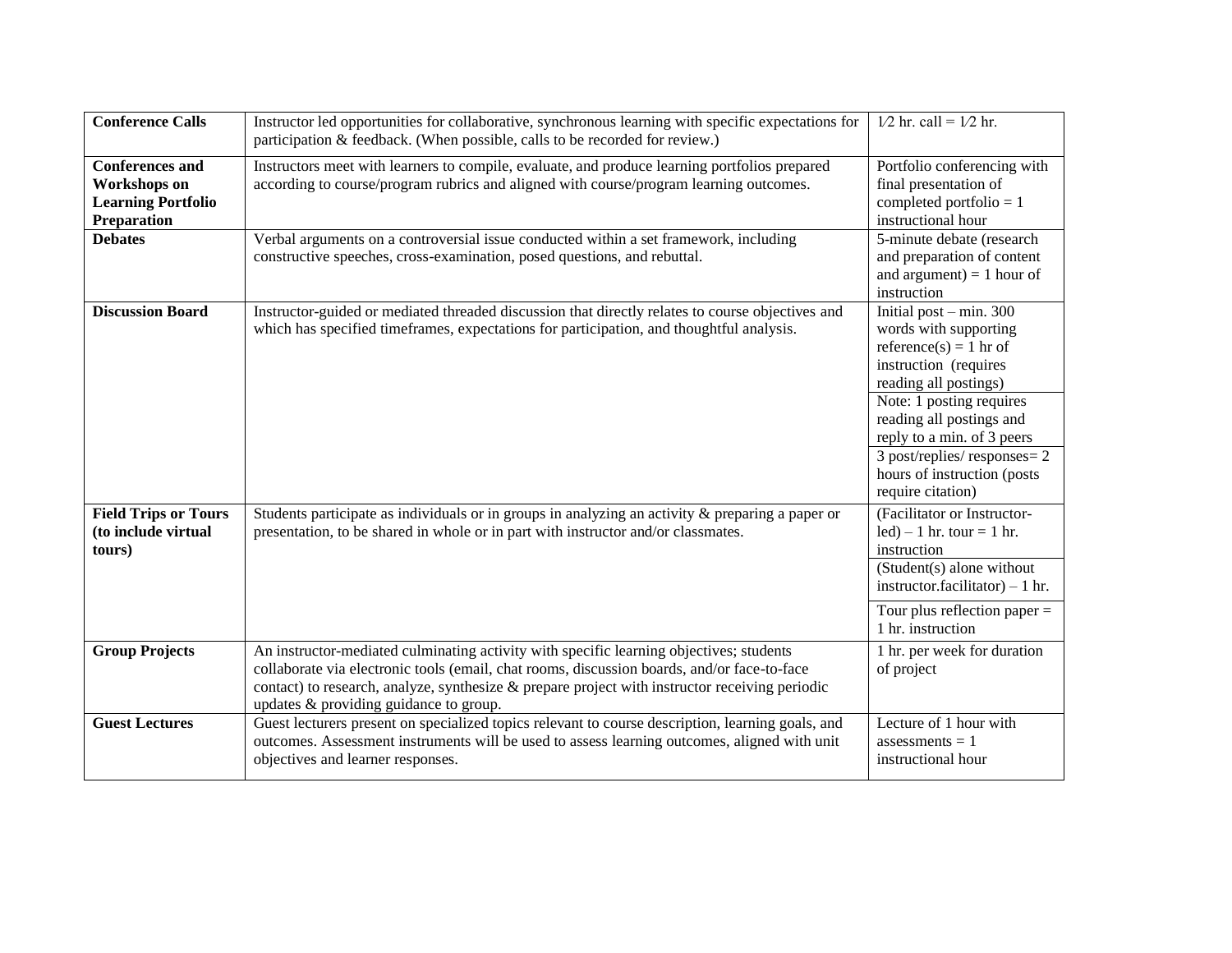| **Conference Calls** | Instructor led opportunities for collaborative, synchronous learning with specific expectations for participation & feedback. (When possible, calls to be recorded for review.) | 1⁄2 hr. call = 1⁄2 hr. |
|---|---|---|
| **Conferences and Workshops on Learning Portfolio Preparation** | Instructors meet with learners to compile, evaluate, and produce learning portfolios prepared according to course/program rubrics and aligned with course/program learning outcomes. | Portfolio conferencing with final presentation of completed portfolio = 1 instructional hour |
| **Debates** | Verbal arguments on a controversial issue conducted within a set framework, including constructive speeches, cross-examination, posed questions, and rebuttal. | 5-minute debate (research and preparation of content and argument) = 1 hour of instruction |
| **Discussion Board** | Instructor-guided or mediated threaded discussion that directly relates to course objectives and which has specified timeframes, expectations for participation, and thoughtful analysis. | Initial post – min. 300 words with supporting reference(s) = 1 hr of instruction (requires reading all postings) |
| | | Note: 1 posting requires reading all postings and reply to a min. of 3 peers |
| | | 3 post/replies/ responses= 2 hours of instruction (posts require citation) |
| **Field Trips or Tours (to include virtual tours)** | Students participate as individuals or in groups in analyzing an activity & preparing a paper or presentation, to be shared in whole or in part with instructor and/or classmates. | (Facilitator or Instructor-led) – 1 hr. tour = 1 hr. instruction |
| | | (Student(s) alone without instructor.facilitator) – 1 hr. |
| | | Tour plus reflection paper = 1 hr. instruction |
| **Group Projects** | An instructor-mediated culminating activity with specific learning objectives; students collaborate via electronic tools (email, chat rooms, discussion boards, and/or face-to-face contact) to research, analyze, synthesize & prepare project with instructor receiving periodic updates & providing guidance to group. | 1 hr. per week for duration of project |
| **Guest Lectures** | Guest lecturers present on specialized topics relevant to course description, learning goals, and outcomes. Assessment instruments will be used to assess learning outcomes, aligned with unit objectives and learner responses. | Lecture of 1 hour with assessments = 1 instructional hour |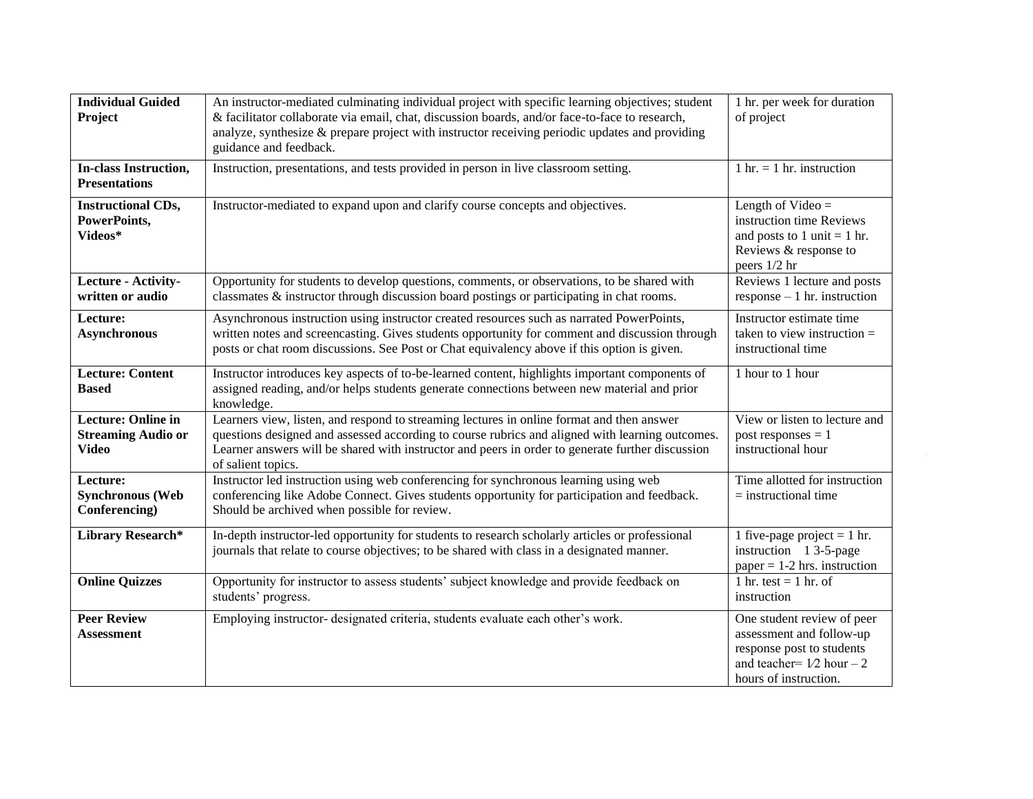| **Individual Guided Project** | An instructor-mediated culminating individual project with specific learning objectives; student & facilitator collaborate via email, chat, discussion boards, and/or face-to-face to research, analyze, synthesize & prepare project with instructor receiving periodic updates and providing guidance and feedback. | 1 hr. per week for duration of project |
|---|---|---|
| **In-class Instruction, Presentations** | Instruction, presentations, and tests provided in person in live classroom setting. | 1 hr. = 1 hr. instruction |
| **Instructional CDs, PowerPoints, Videos*** | Instructor-mediated to expand upon and clarify course concepts and objectives. | Length of Video = instruction time Reviews and posts to 1 unit = 1 hr. Reviews & response to peers 1/2 hr |
| **Lecture - Activity-written or audio** | Opportunity for students to develop questions, comments, or observations, to be shared with classmates & instructor through discussion board postings or participating in chat rooms. | Reviews 1 lecture and posts response – 1 hr. instruction |
| **Lecture: Asynchronous** | Asynchronous instruction using instructor created resources such as narrated PowerPoints, written notes and screencasting. Gives students opportunity for comment and discussion through posts or chat room discussions. See Post or Chat equivalency above if this option is given. | Instructor estimate time taken to view instruction = instructional time |
| **Lecture: Content Based** | Instructor introduces key aspects of to-be-learned content, highlights important components of assigned reading, and/or helps students generate connections between new material and prior knowledge. | 1 hour to 1 hour |
| **Lecture: Online in Streaming Audio or Video** | Learners view, listen, and respond to streaming lectures in online format and then answer questions designed and assessed according to course rubrics and aligned with learning outcomes. Learner answers will be shared with instructor and peers in order to generate further discussion of salient topics. | View or listen to lecture and post responses = 1 instructional hour |
| **Lecture: Synchronous (Web Conferencing)** | Instructor led instruction using web conferencing for synchronous learning using web conferencing like Adobe Connect. Gives students opportunity for participation and feedback. Should be archived when possible for review. | Time allotted for instruction = instructional time |
| **Library Research*** | In-depth instructor-led opportunity for students to research scholarly articles or professional journals that relate to course objectives; to be shared with class in a designated manner. | 1 five-page project = 1 hr. instruction 1 3-5-page paper = 1-2 hrs. instruction |
| **Online Quizzes** | Opportunity for instructor to assess students' subject knowledge and provide feedback on students' progress. | 1 hr. test = 1 hr. of instruction |
| **Peer Review Assessment** | Employing instructor- designated criteria, students evaluate each other's work. | One student review of peer assessment and follow-up response post to students and teacher= 1⁄2 hour – 2 hours of instruction. |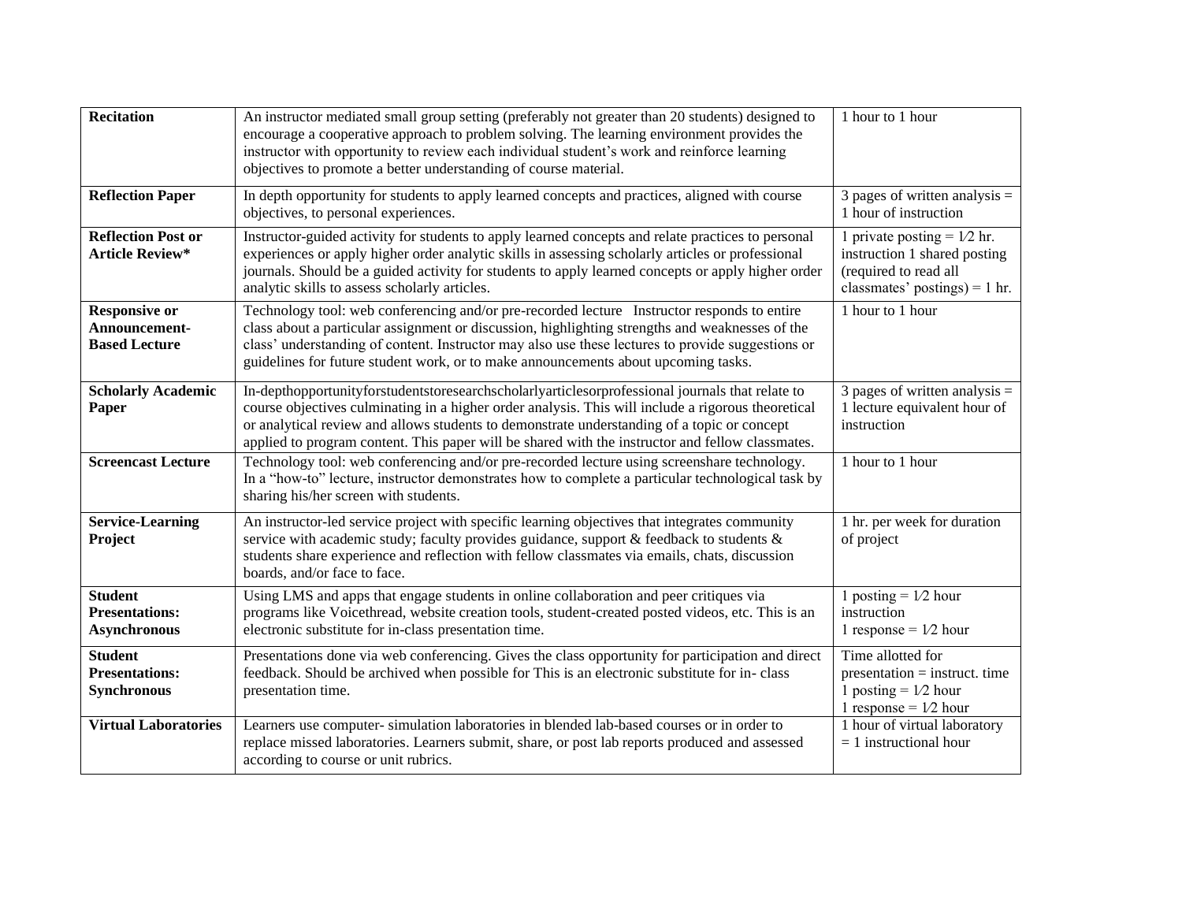| | | |
|---|---|---|
| **Recitation** | An instructor mediated small group setting (preferably not greater than 20 students) designed to encourage a cooperative approach to problem solving. The learning environment provides the instructor with opportunity to review each individual student's work and reinforce learning objectives to promote a better understanding of course material. | 1 hour to 1 hour |
| **Reflection Paper** | In depth opportunity for students to apply learned concepts and practices, aligned with course objectives, to personal experiences. | 3 pages of written analysis = 1 hour of instruction |
| **Reflection Post or Article Review*** | Instructor-guided activity for students to apply learned concepts and relate practices to personal experiences or apply higher order analytic skills in assessing scholarly articles or professional journals. Should be a guided activity for students to apply learned concepts or apply higher order analytic skills to assess scholarly articles. | 1 private posting = 1⁄2 hr. instruction 1 shared posting (required to read all classmates' postings) = 1 hr. |
| **Responsive or Announcement-Based Lecture** | Technology tool: web conferencing and/or pre-recorded lecture Instructor responds to entire class about a particular assignment or discussion, highlighting strengths and weaknesses of the class' understanding of content. Instructor may also use these lectures to provide suggestions or guidelines for future student work, or to make announcements about upcoming tasks. | 1 hour to 1 hour |
| **Scholarly Academic Paper** | In-depthopportunityforstudentstoresearchscholarlyarticlesorprofessional journals that relate to course objectives culminating in a higher order analysis. This will include a rigorous theoretical or analytical review and allows students to demonstrate understanding of a topic or concept applied to program content. This paper will be shared with the instructor and fellow classmates. | 3 pages of written analysis = 1 lecture equivalent hour of instruction |
| **Screencast Lecture** | Technology tool: web conferencing and/or pre-recorded lecture using screenshare technology. In a "how-to" lecture, instructor demonstrates how to complete a particular technological task by sharing his/her screen with students. | 1 hour to 1 hour |
| **Service-Learning Project** | An instructor-led service project with specific learning objectives that integrates community service with academic study; faculty provides guidance, support & feedback to students & students share experience and reflection with fellow classmates via emails, chats, discussion boards, and/or face to face. | 1 hr. per week for duration of project |
| **Student Presentations: Asynchronous** | Using LMS and apps that engage students in online collaboration and peer critiques via programs like Voicethread, website creation tools, student-created posted videos, etc. This is an electronic substitute for in-class presentation time. | 1 posting = 1⁄2 hour instruction<br>1 response = 1⁄2 hour |
| **Student Presentations: Synchronous** | Presentations done via web conferencing. Gives the class opportunity for participation and direct feedback. Should be archived when possible for This is an electronic substitute for in- class presentation time. | Time allotted for presentation = instruct. time<br>1 posting = 1⁄2 hour<br>1 response = 1⁄2 hour |
| **Virtual Laboratories** | Learners use computer- simulation laboratories in blended lab-based courses or in order to replace missed laboratories. Learners submit, share, or post lab reports produced and assessed according to course or unit rubrics. | 1 hour of virtual laboratory = 1 instructional hour |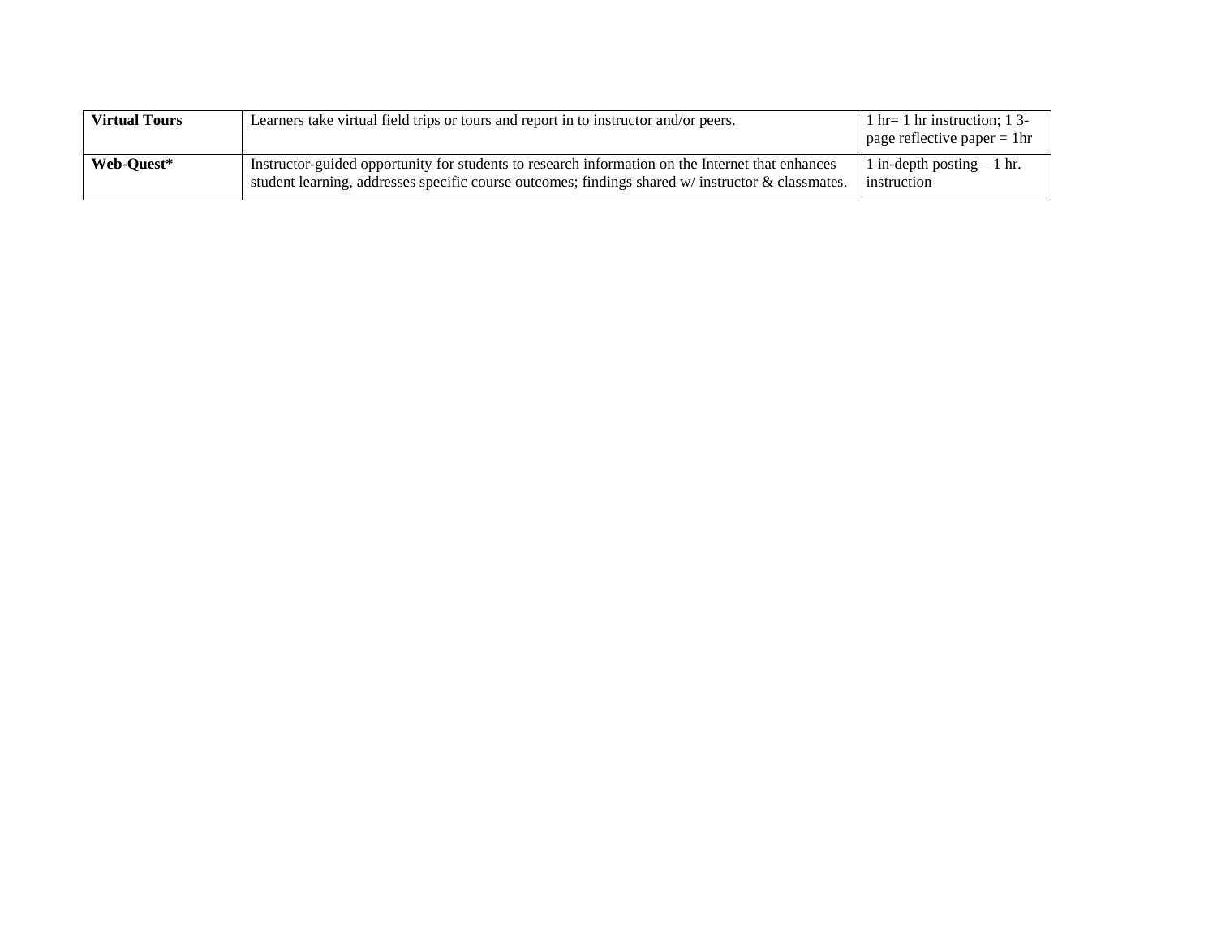| | | |
|---|---|---|
| **Virtual Tours** | Learners take virtual field trips or tours and report in to instructor and/or peers. | 1 hr= 1 hr instruction; 1 3-page reflective paper = 1hr |
| **Web-Quest*** | Instructor-guided opportunity for students to research information on the Internet that enhances student learning, addresses specific course outcomes; findings shared w/ instructor & classmates. | 1 in-depth posting – 1 hr. instruction |